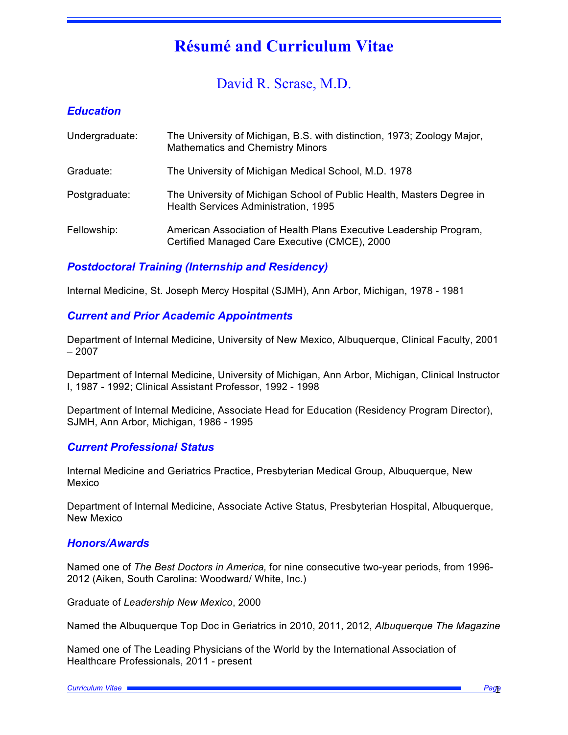# Résumé and Curriculum Vitae

## David R. Scrase, M.D.

### *Education*

| | |
|---|---|
| Undergraduate: | The University of Michigan, B.S. with distinction, 1973; Zoology Major, Mathematics and Chemistry Minors |
| Graduate: | The University of Michigan Medical School, M.D. 1978 |
| Postgraduate: | The University of Michigan School of Public Health, Masters Degree in Health Services Administration, 1995 |
| Fellowship: | American Association of Health Plans Executive Leadership Program, Certified Managed Care Executive (CMCE), 2000 |

### *Postdoctoral Training (Internship and Residency)*

Internal Medicine, St. Joseph Mercy Hospital (SJMH), Ann Arbor, Michigan, 1978 - 1981

### *Current and Prior Academic Appointments*

Department of Internal Medicine, University of New Mexico, Albuquerque, Clinical Faculty, 2001 – 2007

Department of Internal Medicine, University of Michigan, Ann Arbor, Michigan, Clinical Instructor I, 1987 - 1992; Clinical Assistant Professor, 1992 - 1998

Department of Internal Medicine, Associate Head for Education (Residency Program Director), SJMH, Ann Arbor, Michigan, 1986 - 1995

### *Current Professional Status*

Internal Medicine and Geriatrics Practice, Presbyterian Medical Group, Albuquerque, New Mexico

Department of Internal Medicine, Associate Active Status, Presbyterian Hospital, Albuquerque, New Mexico

### *Honors/Awards*

Named one of *The Best Doctors in America,* for nine consecutive two-year periods, from 1996-2012 (Aiken, South Carolina: Woodward/ White, Inc.)

Graduate of *Leadership New Mexico*, 2000

Named the Albuquerque Top Doc in Geriatrics in 2010, 2011, 2012, *Albuquerque The Magazine*

Named one of The Leading Physicians of the World by the International Association of Healthcare Professionals, 2011 - present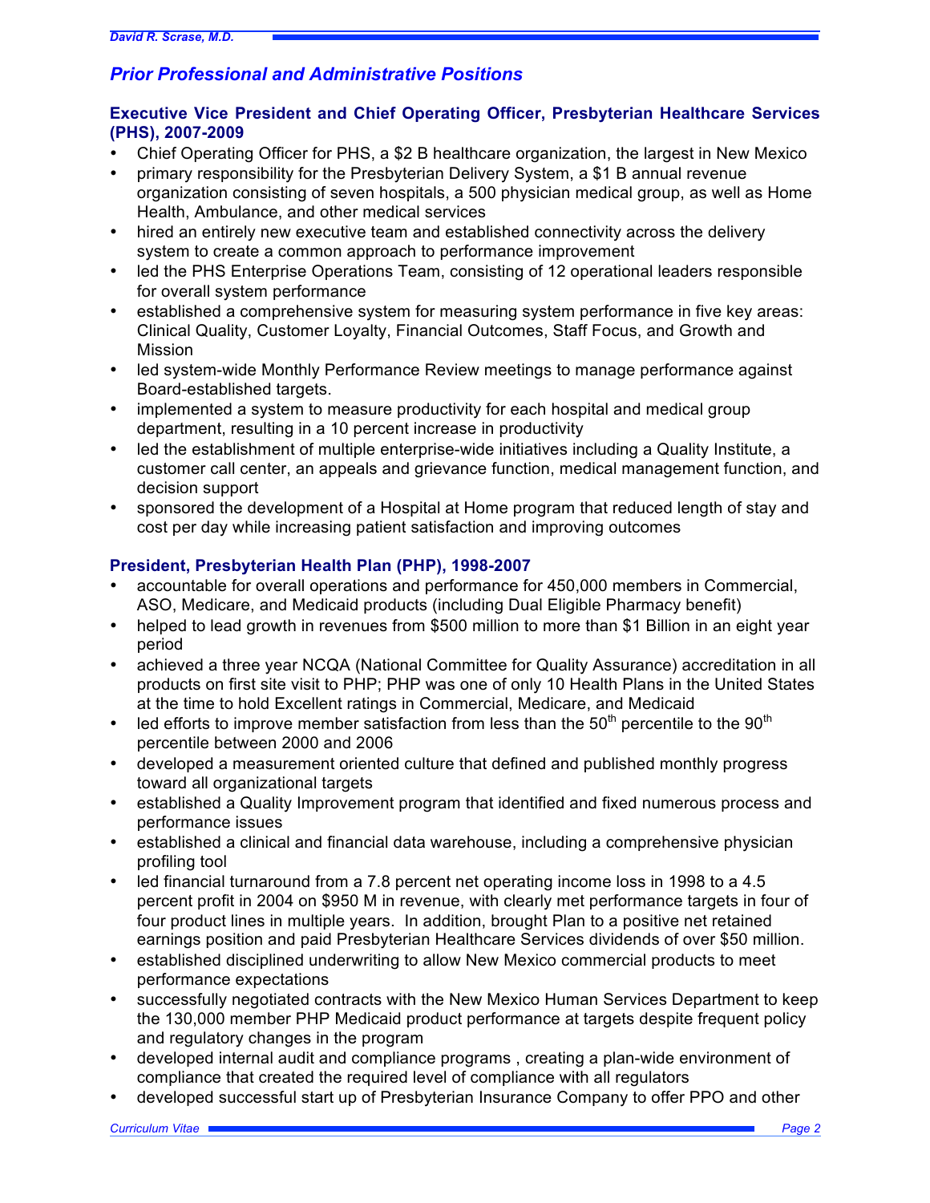## *Prior Professional and Administrative Positions*

### Executive Vice President and Chief Operating Officer, Presbyterian Healthcare Services (PHS), 2007-2009

- Chief Operating Officer for PHS, a $2 B healthcare organization, the largest in New Mexico
- primary responsibility for the Presbyterian Delivery System, a $1 B annual revenue organization consisting of seven hospitals, a 500 physician medical group, as well as Home Health, Ambulance, and other medical services
- hired an entirely new executive team and established connectivity across the delivery system to create a common approach to performance improvement
- led the PHS Enterprise Operations Team, consisting of 12 operational leaders responsible for overall system performance
- established a comprehensive system for measuring system performance in five key areas: Clinical Quality, Customer Loyalty, Financial Outcomes, Staff Focus, and Growth and Mission
- led system-wide Monthly Performance Review meetings to manage performance against Board-established targets.
- implemented a system to measure productivity for each hospital and medical group department, resulting in a 10 percent increase in productivity
- led the establishment of multiple enterprise-wide initiatives including a Quality Institute, a customer call center, an appeals and grievance function, medical management function, and decision support
- sponsored the development of a Hospital at Home program that reduced length of stay and cost per day while increasing patient satisfaction and improving outcomes

### President, Presbyterian Health Plan (PHP), 1998-2007

- accountable for overall operations and performance for 450,000 members in Commercial, ASO, Medicare, and Medicaid products (including Dual Eligible Pharmacy benefit)
- helped to lead growth in revenues from $500 million to more than $1 Billion in an eight year period
- achieved a three year NCQA (National Committee for Quality Assurance) accreditation in all products on first site visit to PHP; PHP was one of only 10 Health Plans in the United States at the time to hold Excellent ratings in Commercial, Medicare, and Medicaid
- led efforts to improve member satisfaction from less than the 50$^{th}$ percentile to the 90$^{th}$ percentile between 2000 and 2006
- developed a measurement oriented culture that defined and published monthly progress toward all organizational targets
- established a Quality Improvement program that identified and fixed numerous process and performance issues
- established a clinical and financial data warehouse, including a comprehensive physician profiling tool
- led financial turnaround from a 7.8 percent net operating income loss in 1998 to a 4.5 percent profit in 2004 on $950 M in revenue, with clearly met performance targets in four of four product lines in multiple years. In addition, brought Plan to a positive net retained earnings position and paid Presbyterian Healthcare Services dividends of over $50 million.
- established disciplined underwriting to allow New Mexico commercial products to meet performance expectations
- successfully negotiated contracts with the New Mexico Human Services Department to keep the 130,000 member PHP Medicaid product performance at targets despite frequent policy and regulatory changes in the program
- developed internal audit and compliance programs , creating a plan-wide environment of compliance that created the required level of compliance with all regulators
- developed successful start up of Presbyterian Insurance Company to offer PPO and other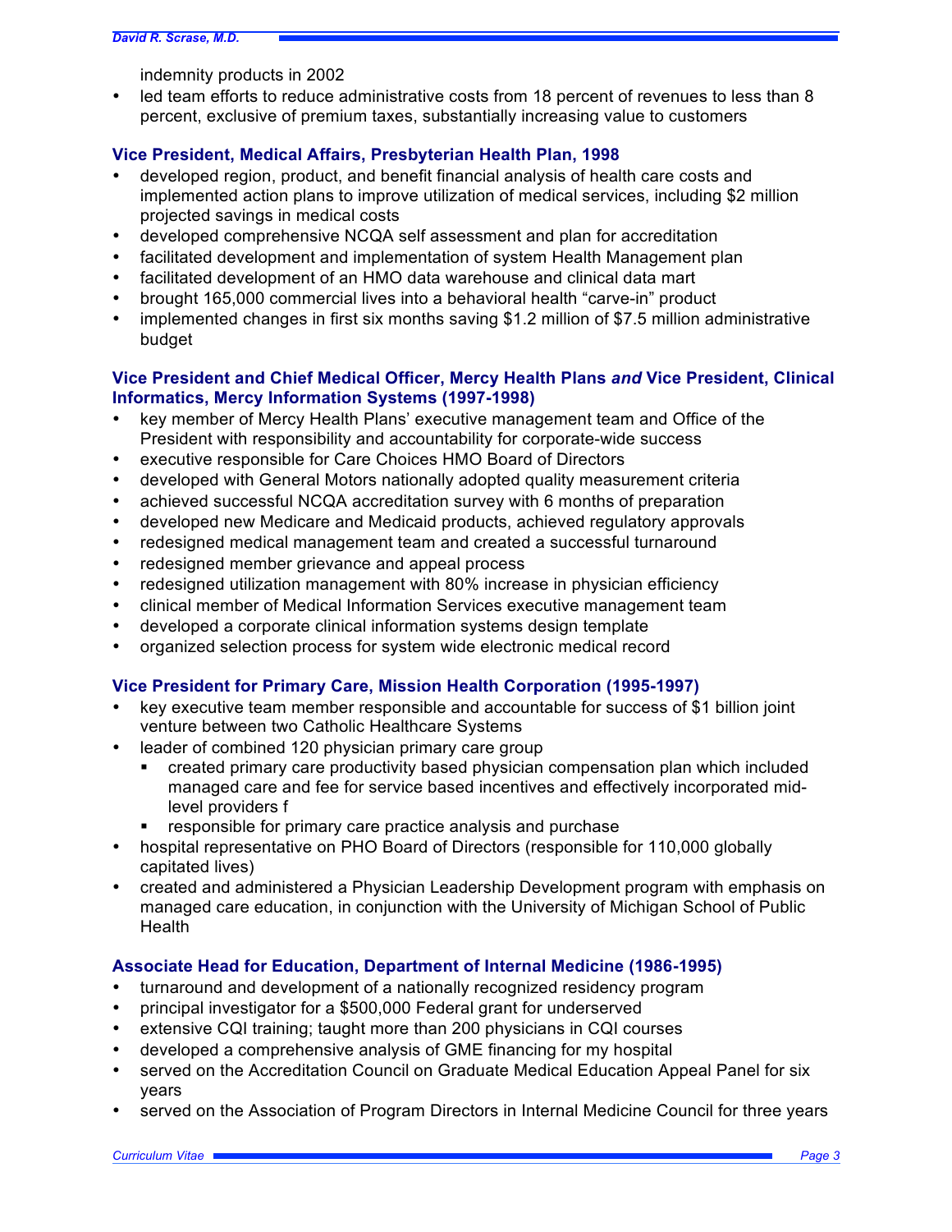indemnity products in 2002

- led team efforts to reduce administrative costs from 18 percent of revenues to less than 8 percent, exclusive of premium taxes, substantially increasing value to customers

### Vice President, Medical Affairs, Presbyterian Health Plan, 1998

- developed region, product, and benefit financial analysis of health care costs and implemented action plans to improve utilization of medical services, including $2 million projected savings in medical costs
- developed comprehensive NCQA self assessment and plan for accreditation
- facilitated development and implementation of system Health Management plan
- facilitated development of an HMO data warehouse and clinical data mart
- brought 165,000 commercial lives into a behavioral health “carve-in” product
- implemented changes in first six months saving $1.2 million of $7.5 million administrative budget

### Vice President and Chief Medical Officer, Mercy Health Plans *and* Vice President, Clinical Informatics, Mercy Information Systems (1997-1998)

- key member of Mercy Health Plans’ executive management team and Office of the President with responsibility and accountability for corporate-wide success
- executive responsible for Care Choices HMO Board of Directors
- developed with General Motors nationally adopted quality measurement criteria
- achieved successful NCQA accreditation survey with 6 months of preparation
- developed new Medicare and Medicaid products, achieved regulatory approvals
- redesigned medical management team and created a successful turnaround
- redesigned member grievance and appeal process
- redesigned utilization management with 80% increase in physician efficiency
- clinical member of Medical Information Services executive management team
- developed a corporate clinical information systems design template
- organized selection process for system wide electronic medical record

### Vice President for Primary Care, Mission Health Corporation (1995-1997)

- key executive team member responsible and accountable for success of $1 billion joint venture between two Catholic Healthcare Systems
- leader of combined 120 physician primary care group
  - created primary care productivity based physician compensation plan which included managed care and fee for service based incentives and effectively incorporated mid-level providers f
  - responsible for primary care practice analysis and purchase
- hospital representative on PHO Board of Directors (responsible for 110,000 globally capitated lives)
- created and administered a Physician Leadership Development program with emphasis on managed care education, in conjunction with the University of Michigan School of Public Health

### Associate Head for Education, Department of Internal Medicine (1986-1995)

- turnaround and development of a nationally recognized residency program
- principal investigator for a $500,000 Federal grant for underserved
- extensive CQI training; taught more than 200 physicians in CQI courses
- developed a comprehensive analysis of GME financing for my hospital
- served on the Accreditation Council on Graduate Medical Education Appeal Panel for six years
- served on the Association of Program Directors in Internal Medicine Council for three years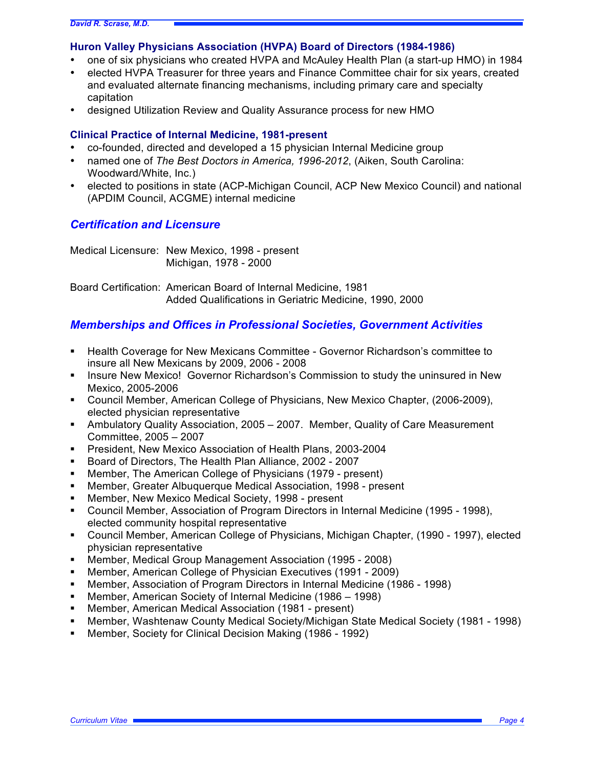### Huron Valley Physicians Association (HVPA) Board of Directors (1984-1986)

- one of six physicians who created HVPA and McAuley Health Plan (a start-up HMO) in 1984
- elected HVPA Treasurer for three years and Finance Committee chair for six years, created and evaluated alternate financing mechanisms, including primary care and specialty capitation
- designed Utilization Review and Quality Assurance process for new HMO

### Clinical Practice of Internal Medicine, 1981-present

- co-founded, directed and developed a 15 physician Internal Medicine group
- named one of *The Best Doctors in America, 1996-2012*, (Aiken, South Carolina: Woodward/White, Inc.)
- elected to positions in state (ACP-Michigan Council, ACP New Mexico Council) and national (APDIM Council, ACGME) internal medicine

## *Certification and Licensure*

Medical Licensure: New Mexico, 1998 - present
Michigan, 1978 - 2000

Board Certification: American Board of Internal Medicine, 1981
Added Qualifications in Geriatric Medicine, 1990, 2000

## *Memberships and Offices in Professional Societies, Government Activities*

- Health Coverage for New Mexicans Committee - Governor Richardson's committee to insure all New Mexicans by 2009, 2006 - 2008
- Insure New Mexico! Governor Richardson's Commission to study the uninsured in New Mexico, 2005-2006
- Council Member, American College of Physicians, New Mexico Chapter, (2006-2009), elected physician representative
- Ambulatory Quality Association, 2005 – 2007. Member, Quality of Care Measurement Committee, 2005 – 2007
- President, New Mexico Association of Health Plans, 2003-2004
- Board of Directors, The Health Plan Alliance, 2002 - 2007
- Member, The American College of Physicians (1979 - present)
- Member, Greater Albuquerque Medical Association, 1998 - present
- Member, New Mexico Medical Society, 1998 - present
- Council Member, Association of Program Directors in Internal Medicine (1995 - 1998), elected community hospital representative
- Council Member, American College of Physicians, Michigan Chapter, (1990 - 1997), elected physician representative
- Member, Medical Group Management Association (1995 - 2008)
- Member, American College of Physician Executives (1991 - 2009)
- Member, Association of Program Directors in Internal Medicine (1986 - 1998)
- Member, American Society of Internal Medicine (1986 – 1998)
- Member, American Medical Association (1981 - present)
- Member, Washtenaw County Medical Society/Michigan State Medical Society (1981 - 1998)
- Member, Society for Clinical Decision Making (1986 - 1992)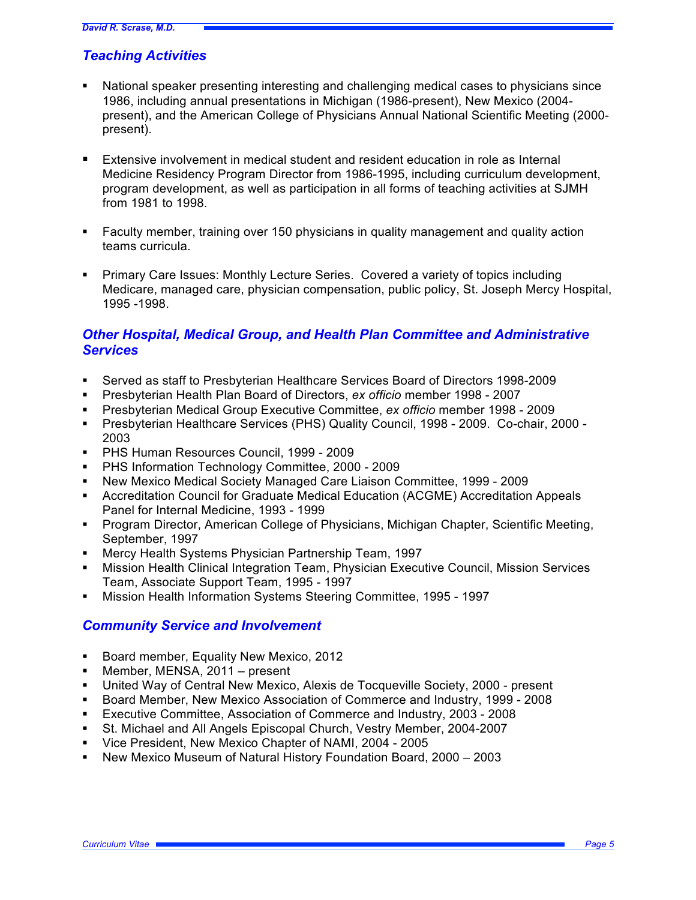## *Teaching Activities*

- National speaker presenting interesting and challenging medical cases to physicians since 1986, including annual presentations in Michigan (1986-present), New Mexico (2004-present), and the American College of Physicians Annual National Scientific Meeting (2000-present).

- Extensive involvement in medical student and resident education in role as Internal Medicine Residency Program Director from 1986-1995, including curriculum development, program development, as well as participation in all forms of teaching activities at SJMH from 1981 to 1998.

- Faculty member, training over 150 physicians in quality management and quality action teams curricula.

- Primary Care Issues: Monthly Lecture Series. Covered a variety of topics including Medicare, managed care, physician compensation, public policy, St. Joseph Mercy Hospital, 1995 -1998.

## *Other Hospital, Medical Group, and Health Plan Committee and Administrative Services*

- Served as staff to Presbyterian Healthcare Services Board of Directors 1998-2009
- Presbyterian Health Plan Board of Directors, *ex officio* member 1998 - 2007
- Presbyterian Medical Group Executive Committee, *ex officio* member 1998 - 2009
- Presbyterian Healthcare Services (PHS) Quality Council, 1998 - 2009. Co-chair, 2000 - 2003
- PHS Human Resources Council, 1999 - 2009
- PHS Information Technology Committee, 2000 - 2009
- New Mexico Medical Society Managed Care Liaison Committee, 1999 - 2009
- Accreditation Council for Graduate Medical Education (ACGME) Accreditation Appeals Panel for Internal Medicine, 1993 - 1999
- Program Director, American College of Physicians, Michigan Chapter, Scientific Meeting, September, 1997
- Mercy Health Systems Physician Partnership Team, 1997
- Mission Health Clinical Integration Team, Physician Executive Council, Mission Services Team, Associate Support Team, 1995 - 1997
- Mission Health Information Systems Steering Committee, 1995 - 1997

## *Community Service and Involvement*

- Board member, Equality New Mexico, 2012
- Member, MENSA, 2011 – present
- United Way of Central New Mexico, Alexis de Tocqueville Society, 2000 - present
- Board Member, New Mexico Association of Commerce and Industry, 1999 - 2008
- Executive Committee, Association of Commerce and Industry, 2003 - 2008
- St. Michael and All Angels Episcopal Church, Vestry Member, 2004-2007
- Vice President, New Mexico Chapter of NAMI, 2004 - 2005
- New Mexico Museum of Natural History Foundation Board, 2000 – 2003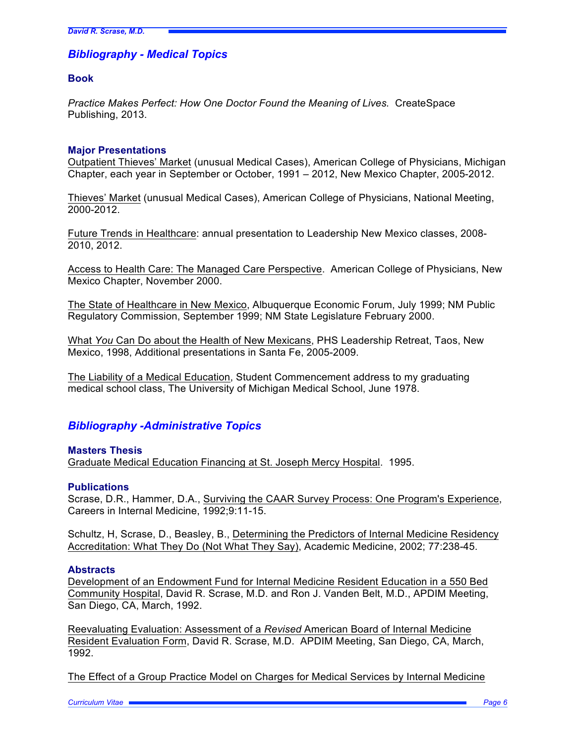## *Bibliography - Medical Topics*

### Book

*Practice Makes Perfect: How One Doctor Found the Meaning of Lives.* CreateSpace Publishing, 2013.

### Major Presentations

Outpatient Thieves' Market (unusual Medical Cases), American College of Physicians, Michigan Chapter, each year in September or October, 1991 – 2012, New Mexico Chapter, 2005-2012.

Thieves' Market (unusual Medical Cases), American College of Physicians, National Meeting, 2000-2012.

Future Trends in Healthcare: annual presentation to Leadership New Mexico classes, 2008-2010, 2012.

Access to Health Care: The Managed Care Perspective. American College of Physicians, New Mexico Chapter, November 2000.

The State of Healthcare in New Mexico, Albuquerque Economic Forum, July 1999; NM Public Regulatory Commission, September 1999; NM State Legislature February 2000.

What *You* Can Do about the Health of New Mexicans, PHS Leadership Retreat, Taos, New Mexico, 1998, Additional presentations in Santa Fe, 2005-2009.

The Liability of a Medical Education, Student Commencement address to my graduating medical school class, The University of Michigan Medical School, June 1978.

## *Bibliography -Administrative Topics*

### Masters Thesis

Graduate Medical Education Financing at St. Joseph Mercy Hospital. 1995.

### Publications

Scrase, D.R., Hammer, D.A., Surviving the CAAR Survey Process: One Program's Experience, Careers in Internal Medicine, 1992;9:11-15.

Schultz, H, Scrase, D., Beasley, B., Determining the Predictors of Internal Medicine Residency Accreditation: What They Do (Not What They Say), Academic Medicine, 2002; 77:238-45.

### Abstracts

Development of an Endowment Fund for Internal Medicine Resident Education in a 550 Bed Community Hospital, David R. Scrase, M.D. and Ron J. Vanden Belt, M.D., APDIM Meeting, San Diego, CA, March, 1992.

Reevaluating Evaluation: Assessment of a *Revised* American Board of Internal Medicine Resident Evaluation Form, David R. Scrase, M.D. APDIM Meeting, San Diego, CA, March, 1992.

The Effect of a Group Practice Model on Charges for Medical Services by Internal Medicine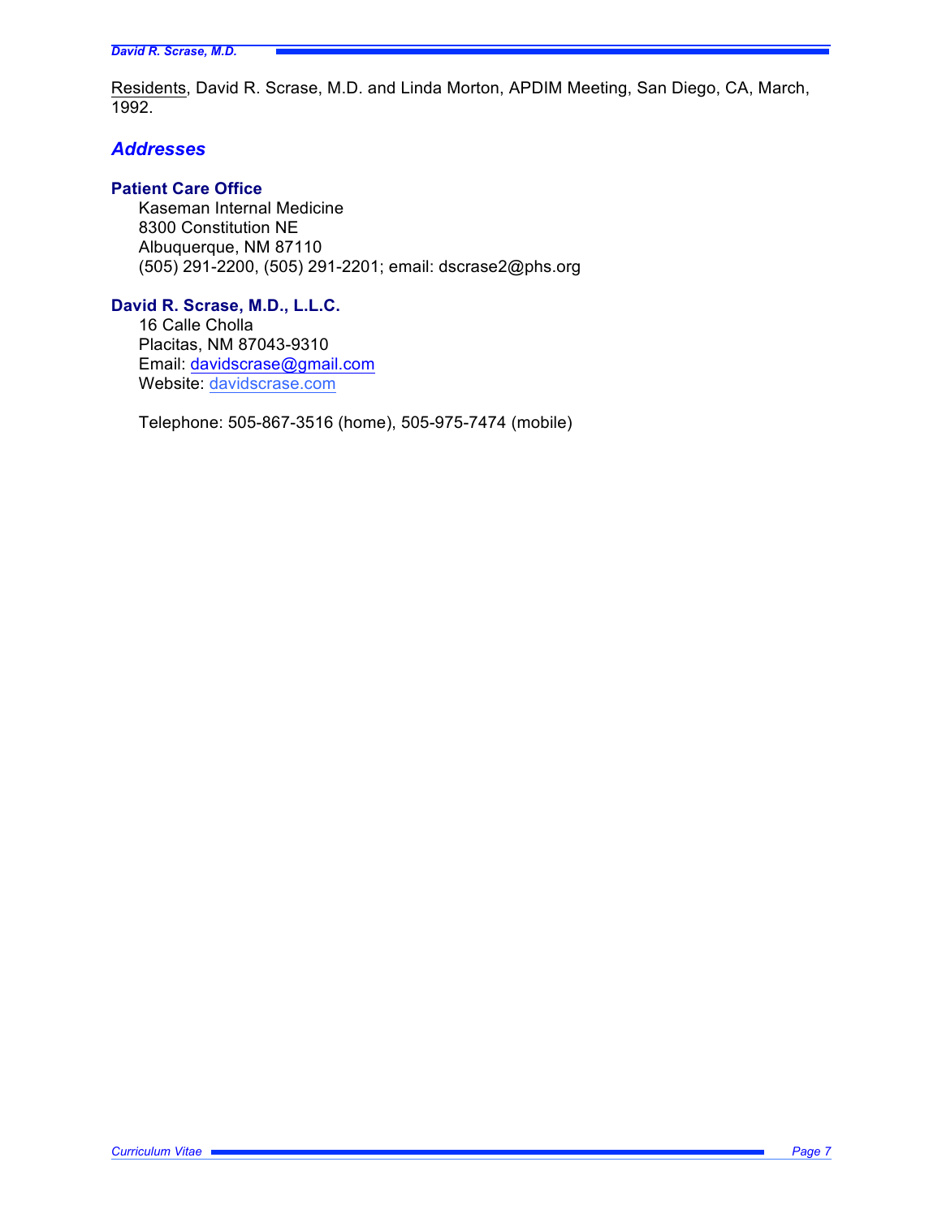Residents, David R. Scrase, M.D. and Linda Morton, APDIM Meeting, San Diego, CA, March, 1992.

## *Addresses*

**Patient Care Office**

Kaseman Internal Medicine
8300 Constitution NE
Albuquerque, NM 87110
(505) 291-2200, (505) 291-2201; email: dscrase2@phs.org

**David R. Scrase, M.D., L.L.C.**

16 Calle Cholla
Placitas, NM 87043-9310
Email: davidscrase@gmail.com
Website: davidscrase.com

Telephone: 505-867-3516 (home), 505-975-7474 (mobile)